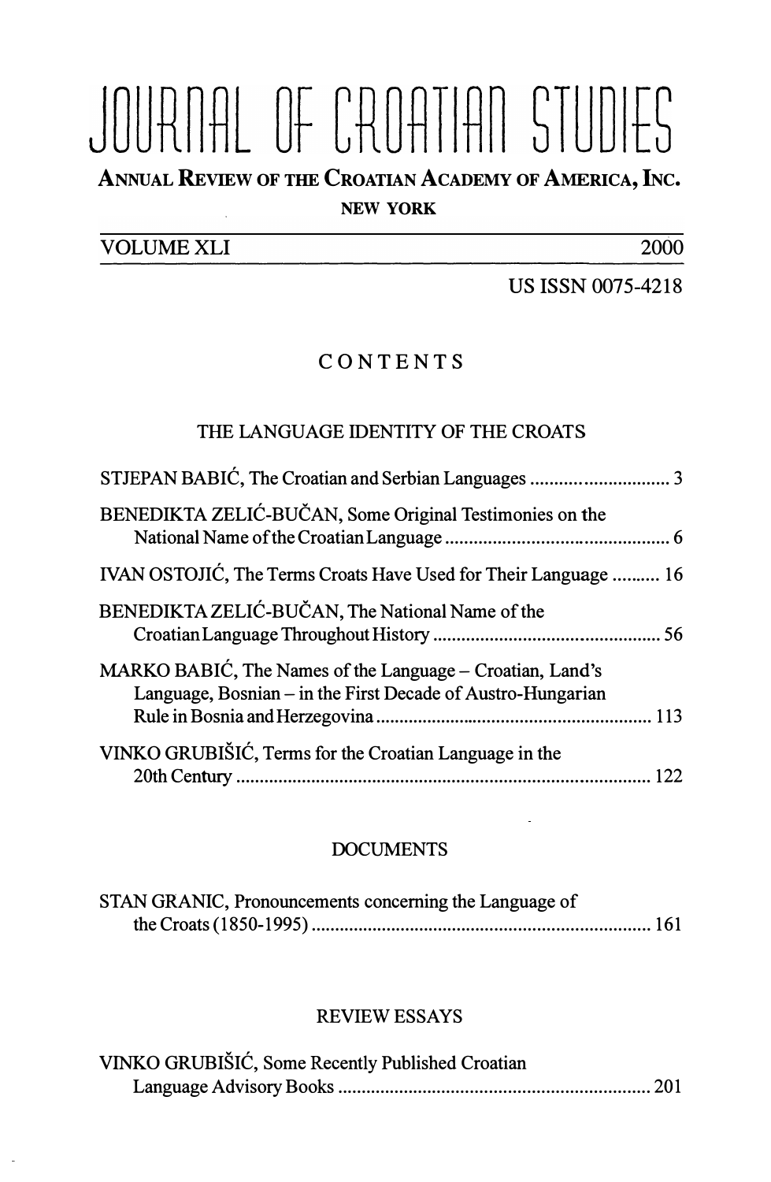# JOURNAL OF CROATIAN STUDIES

**ANNUAL REVIEW OF THE CROATIAN ACADEMY OF AMERICA, INC.**

NEW YORK

VOLUME XLI — 2000

US ISSN 0075-4218

## CONTENTS

### THE LANGUAGE IDENTITY OF THE CROATS

STJEPAN BABIĆ, The Croatian and Serbian Languages .... 3

BENEDIKTA ZELIĆ-BUČAN, Some Original Testimonies on the National Name of the Croatian Language .... 6

IVAN OSTOJIĆ, The Terms Croats Have Used for Their Language .... 16

BENEDIKTA ZELIĆ-BUČAN, The National Name of the Croatian Language Throughout History .... 56

MARKO BABIĆ, The Names of the Language – Croatian, Land's Language, Bosnian – in the First Decade of Austro-Hungarian Rule in Bosnia and Herzegovina .... 113

VINKO GRUBIŠIĆ, Terms for the Croatian Language in the 20th Century .... 122

### DOCUMENTS

STAN GRANIC, Pronouncements concerning the Language of the Croats (1850-1995) .... 161

### REVIEW ESSAYS

VINKO GRUBIŠIĆ, Some Recently Published Croatian Language Advisory Books .... 201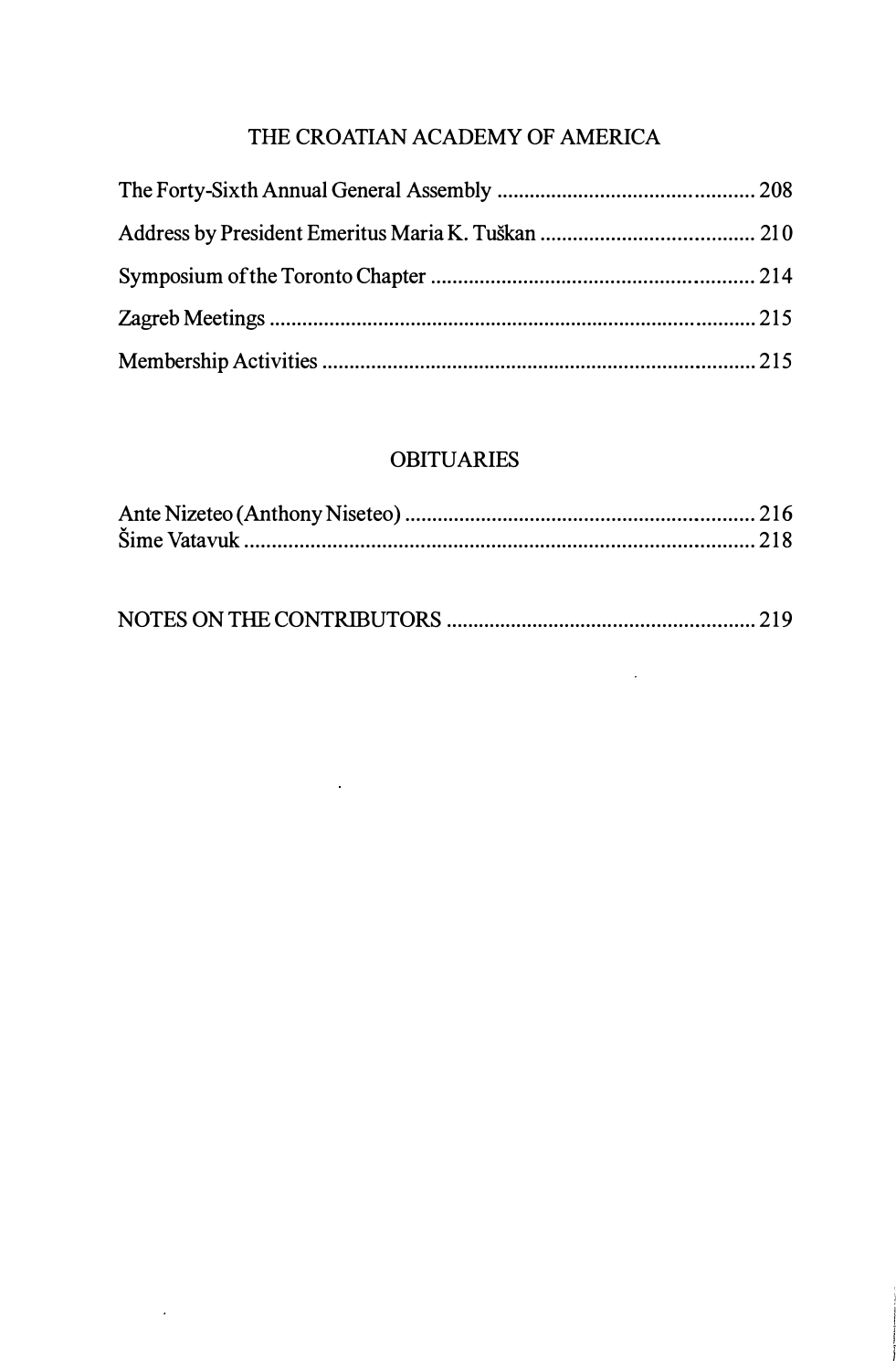## THE CROATIAN ACADEMY OF AMERICA

The Forty-Sixth Annual General Assembly ............................................... 208

Address by President Emeritus Maria K. Tuškan ....................................... 210

Symposium of the Toronto Chapter ........................................................... 214

Zagreb Meetings ......................................................................................... 215

Membership Activities ................................................................................ 215

## OBITUARIES

Ante Nizeteo (Anthony Niseteo) ................................................................ 216
Šime Vatavuk ............................................................................................. 218

## NOTES ON THE CONTRIBUTORS ......................................................... 219